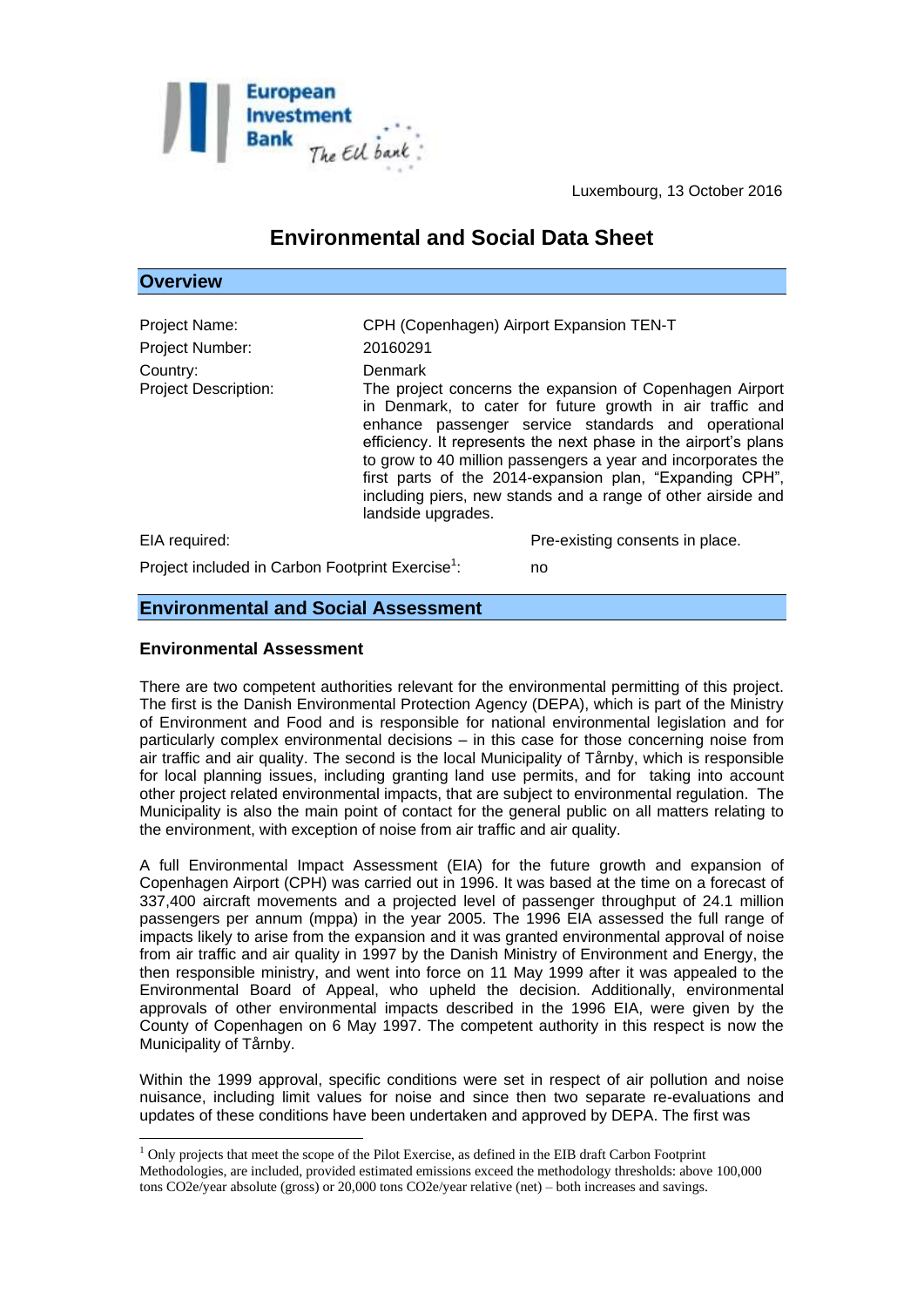Luxembourg, 13 October 2016

# Environmental and Social Data Sheet

## Overview

| | |
|---|---|
| Project Name: | CPH (Copenhagen) Airport Expansion TEN-T |
| Project Number: | 20160291 |
| Country: | Denmark |
| Project Description: | The project concerns the expansion of Copenhagen Airport in Denmark, to cater for future growth in air traffic and enhance passenger service standards and operational efficiency. It represents the next phase in the airport's plans to grow to 40 million passengers a year and incorporates the first parts of the 2014-expansion plan, "Expanding CPH", including piers, new stands and a range of other airside and landside upgrades. |
| EIA required: | Pre-existing consents in place. |
| Project included in Carbon Footprint Exercise[1]: | no |

## Environmental and Social Assessment

### Environmental Assessment

There are two competent authorities relevant for the environmental permitting of this project. The first is the Danish Environmental Protection Agency (DEPA), which is part of the Ministry of Environment and Food and is responsible for national environmental legislation and for particularly complex environmental decisions – in this case for those concerning noise from air traffic and air quality. The second is the local Municipality of Tårnby, which is responsible for local planning issues, including granting land use permits, and for taking into account other project related environmental impacts, that are subject to environmental regulation. The Municipality is also the main point of contact for the general public on all matters relating to the environment, with exception of noise from air traffic and air quality.

A full Environmental Impact Assessment (EIA) for the future growth and expansion of Copenhagen Airport (CPH) was carried out in 1996. It was based at the time on a forecast of 337,400 aircraft movements and a projected level of passenger throughput of 24.1 million passengers per annum (mppa) in the year 2005. The 1996 EIA assessed the full range of impacts likely to arise from the expansion and it was granted environmental approval of noise from air traffic and air quality in 1997 by the Danish Ministry of Environment and Energy, the then responsible ministry, and went into force on 11 May 1999 after it was appealed to the Environmental Board of Appeal, who upheld the decision. Additionally, environmental approvals of other environmental impacts described in the 1996 EIA, were given by the County of Copenhagen on 6 May 1997. The competent authority in this respect is now the Municipality of Tårnby.

Within the 1999 approval, specific conditions were set in respect of air pollution and noise nuisance, including limit values for noise and since then two separate re-evaluations and updates of these conditions have been undertaken and approved by DEPA. The first was

[1] Only projects that meet the scope of the Pilot Exercise, as defined in the EIB draft Carbon Footprint Methodologies, are included, provided estimated emissions exceed the methodology thresholds: above 100,000 tons CO2e/year absolute (gross) or 20,000 tons CO2e/year relative (net) – both increases and savings.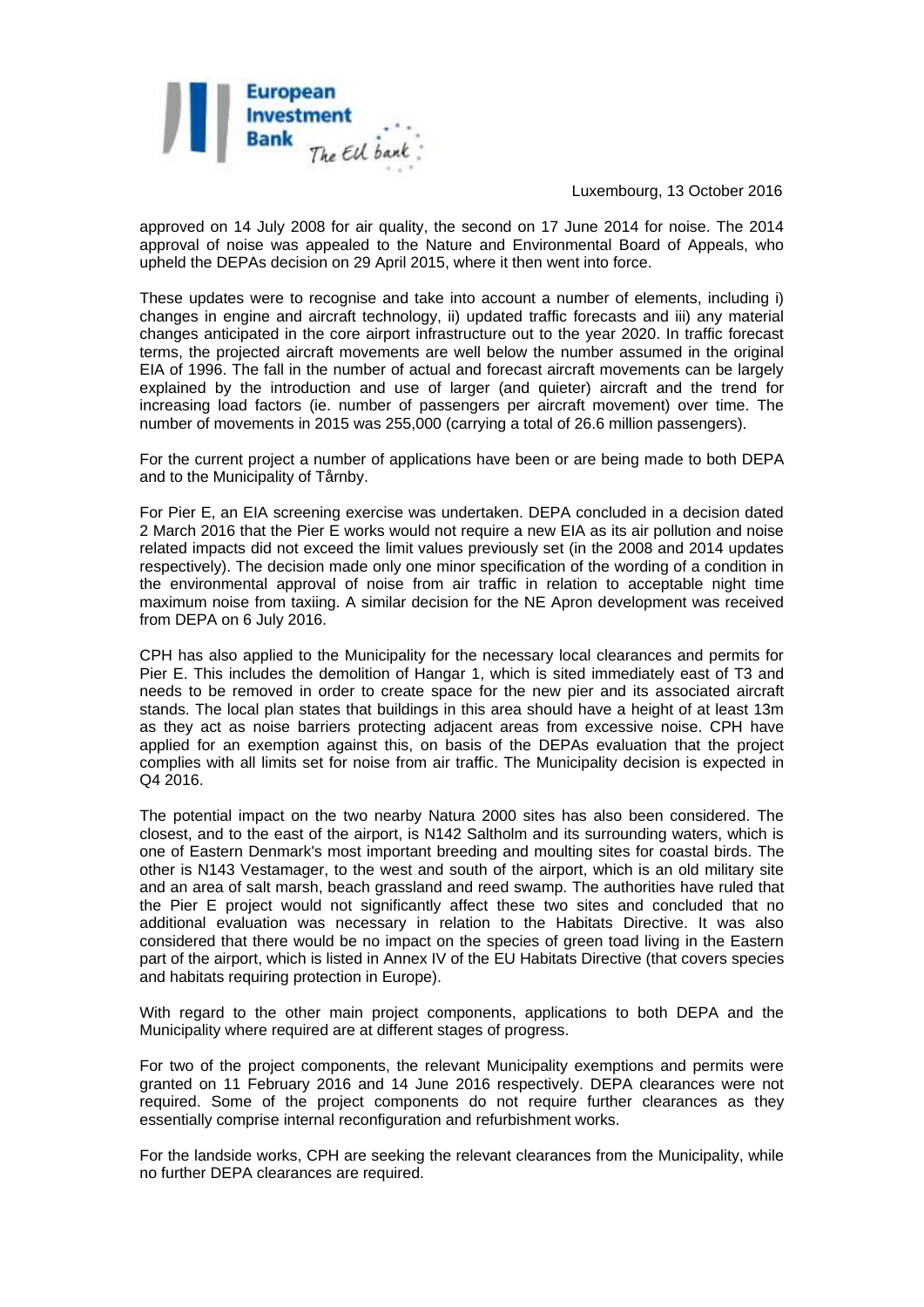approved on 14 July 2008 for air quality, the second on 17 June 2014 for noise. The 2014 approval of noise was appealed to the Nature and Environmental Board of Appeals, who upheld the DEPAs decision on 29 April 2015, where it then went into force.

These updates were to recognise and take into account a number of elements, including i) changes in engine and aircraft technology, ii) updated traffic forecasts and iii) any material changes anticipated in the core airport infrastructure out to the year 2020. In traffic forecast terms, the projected aircraft movements are well below the number assumed in the original EIA of 1996. The fall in the number of actual and forecast aircraft movements can be largely explained by the introduction and use of larger (and quieter) aircraft and the trend for increasing load factors (ie. number of passengers per aircraft movement) over time. The number of movements in 2015 was 255,000 (carrying a total of 26.6 million passengers).

For the current project a number of applications have been or are being made to both DEPA and to the Municipality of Tårnby.

For Pier E, an EIA screening exercise was undertaken. DEPA concluded in a decision dated 2 March 2016 that the Pier E works would not require a new EIA as its air pollution and noise related impacts did not exceed the limit values previously set (in the 2008 and 2014 updates respectively). The decision made only one minor specification of the wording of a condition in the environmental approval of noise from air traffic in relation to acceptable night time maximum noise from taxiing. A similar decision for the NE Apron development was received from DEPA on 6 July 2016.

CPH has also applied to the Municipality for the necessary local clearances and permits for Pier E. This includes the demolition of Hangar 1, which is sited immediately east of T3 and needs to be removed in order to create space for the new pier and its associated aircraft stands. The local plan states that buildings in this area should have a height of at least 13m as they act as noise barriers protecting adjacent areas from excessive noise. CPH have applied for an exemption against this, on basis of the DEPAs evaluation that the project complies with all limits set for noise from air traffic. The Municipality decision is expected in Q4 2016.

The potential impact on the two nearby Natura 2000 sites has also been considered. The closest, and to the east of the airport, is N142 Saltholm and its surrounding waters, which is one of Eastern Denmark's most important breeding and moulting sites for coastal birds. The other is N143 Vestamager, to the west and south of the airport, which is an old military site and an area of salt marsh, beach grassland and reed swamp. The authorities have ruled that the Pier E project would not significantly affect these two sites and concluded that no additional evaluation was necessary in relation to the Habitats Directive. It was also considered that there would be no impact on the species of green toad living in the Eastern part of the airport, which is listed in Annex IV of the EU Habitats Directive (that covers species and habitats requiring protection in Europe).

With regard to the other main project components, applications to both DEPA and the Municipality where required are at different stages of progress.

For two of the project components, the relevant Municipality exemptions and permits were granted on 11 February 2016 and 14 June 2016 respectively. DEPA clearances were not required. Some of the project components do not require further clearances as they essentially comprise internal reconfiguration and refurbishment works.

For the landside works, CPH are seeking the relevant clearances from the Municipality, while no further DEPA clearances are required.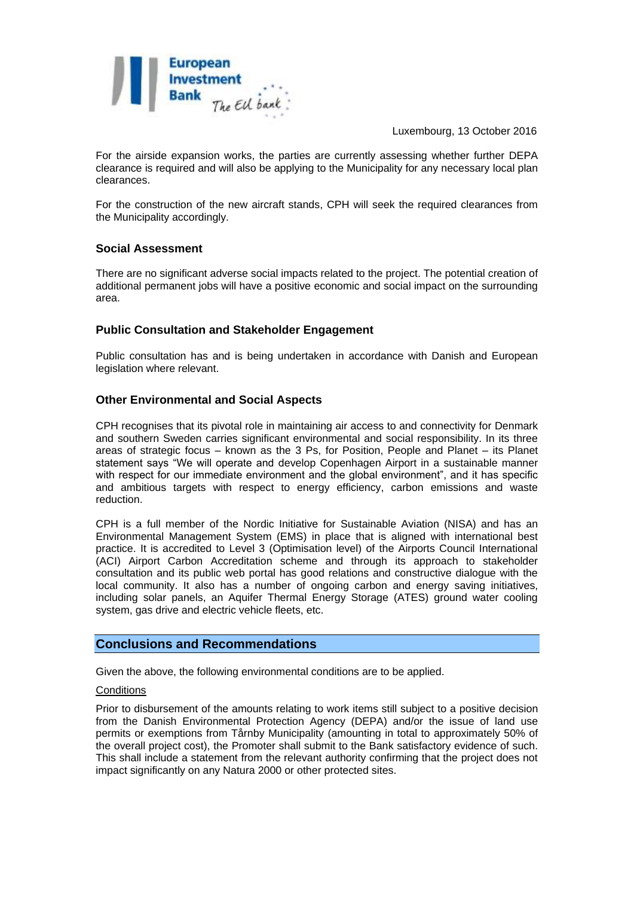For the airside expansion works, the parties are currently assessing whether further DEPA clearance is required and will also be applying to the Municipality for any necessary local plan clearances.

For the construction of the new aircraft stands, CPH will seek the required clearances from the Municipality accordingly.

### Social Assessment

There are no significant adverse social impacts related to the project. The potential creation of additional permanent jobs will have a positive economic and social impact on the surrounding area.

### Public Consultation and Stakeholder Engagement

Public consultation has and is being undertaken in accordance with Danish and European legislation where relevant.

### Other Environmental and Social Aspects

CPH recognises that its pivotal role in maintaining air access to and connectivity for Denmark and southern Sweden carries significant environmental and social responsibility. In its three areas of strategic focus – known as the 3 Ps, for Position, People and Planet – its Planet statement says "We will operate and develop Copenhagen Airport in a sustainable manner with respect for our immediate environment and the global environment", and it has specific and ambitious targets with respect to energy efficiency, carbon emissions and waste reduction.

CPH is a full member of the Nordic Initiative for Sustainable Aviation (NISA) and has an Environmental Management System (EMS) in place that is aligned with international best practice. It is accredited to Level 3 (Optimisation level) of the Airports Council International (ACI) Airport Carbon Accreditation scheme and through its approach to stakeholder consultation and its public web portal has good relations and constructive dialogue with the local community. It also has a number of ongoing carbon and energy saving initiatives, including solar panels, an Aquifer Thermal Energy Storage (ATES) ground water cooling system, gas drive and electric vehicle fleets, etc.

## Conclusions and Recommendations

Given the above, the following environmental conditions are to be applied.

Conditions

Prior to disbursement of the amounts relating to work items still subject to a positive decision from the Danish Environmental Protection Agency (DEPA) and/or the issue of land use permits or exemptions from Tårnby Municipality (amounting in total to approximately 50% of the overall project cost), the Promoter shall submit to the Bank satisfactory evidence of such. This shall include a statement from the relevant authority confirming that the project does not impact significantly on any Natura 2000 or other protected sites.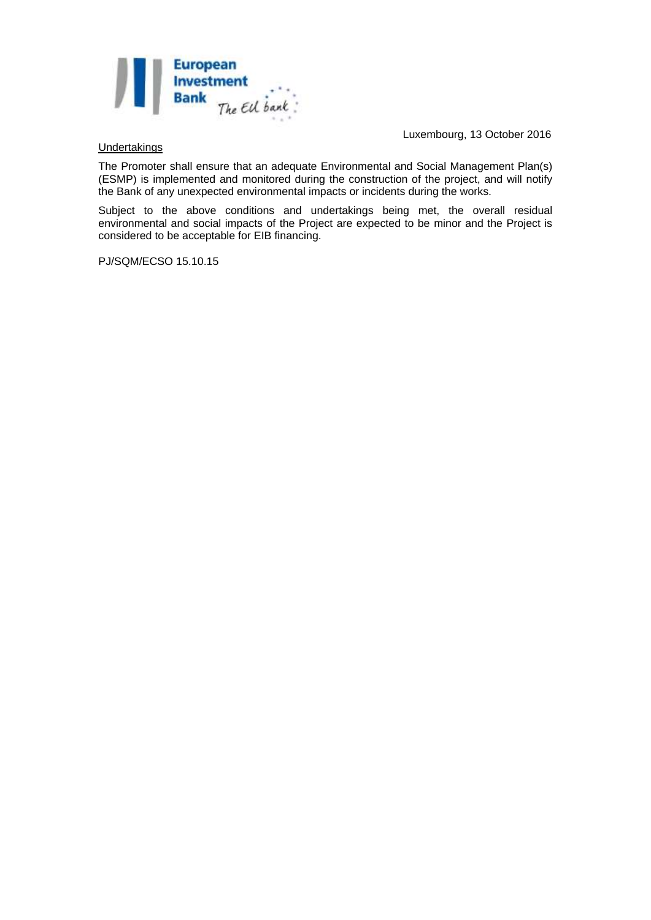Luxembourg, 13 October 2016

Undertakings

The Promoter shall ensure that an adequate Environmental and Social Management Plan(s) (ESMP) is implemented and monitored during the construction of the project, and will notify the Bank of any unexpected environmental impacts or incidents during the works.

Subject to the above conditions and undertakings being met, the overall residual environmental and social impacts of the Project are expected to be minor and the Project is considered to be acceptable for EIB financing.

PJ/SQM/ECSO 15.10.15